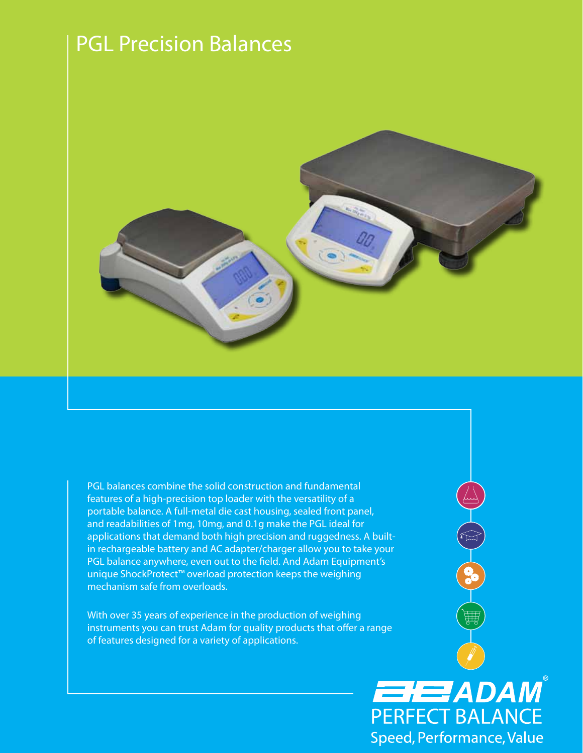# PGL Precision Balances

PGL balances combine the solid construction and fundamental features of a high-precision top loader with the versatility of a portable balance. A full-metal die cast housing, sealed front panel, and readabilities of 1mg, 10mg, and 0.1g make the PGL ideal for applications that demand both high precision and ruggedness. A built-in rechargeable battery and AC adapter/charger allow you to take your PGL balance anywhere, even out to the field. And Adam Equipment's unique ShockProtect™ overload protection keeps the weighing mechanism safe from overloads.

With over 35 years of experience in the production of weighing instruments you can trust Adam for quality products that offer a range of features designed for a variety of applications.

ADAM®
PERFECT BALANCE
Speed, Performance, Value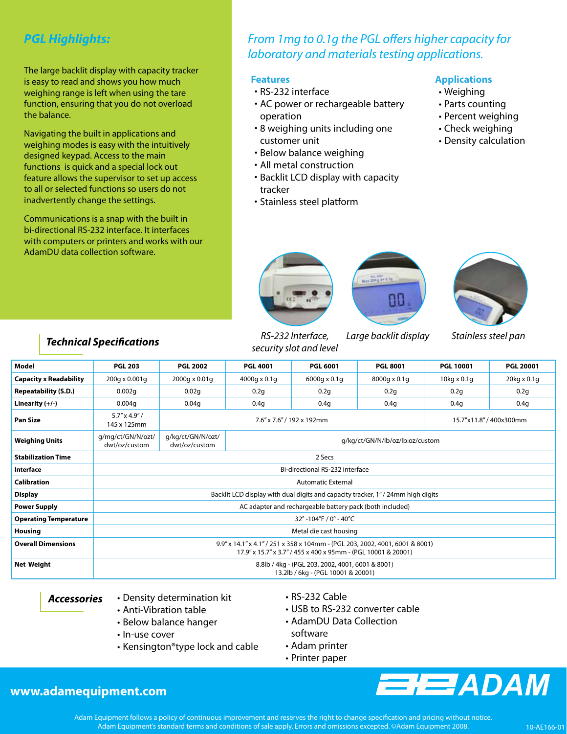## PGL Highlights:

The large backlit display with capacity tracker is easy to read and shows you how much weighing range is left when using the tare function, ensuring that you do not overload the balance.

Navigating the built in applications and weighing modes is easy with the intuitively designed keypad. Access to the main functions is quick and a special lock out feature allows the supervisor to set up access to all or selected functions so users do not inadvertently change the settings.

Communications is a snap with the built in bi-directional RS-232 interface. It interfaces with computers or printers and works with our AdamDU data collection software.

*From 1mg to 0.1g the PGL offers higher capacity for laboratory and materials testing applications.*

### Features

- RS-232 interface
- AC power or rechargeable battery operation
- 8 weighing units including one customer unit
- Below balance weighing
- All metal construction
- Backlit LCD display with capacity tracker
- Stainless steel platform

### Applications

- Weighing
- Parts counting
- Percent weighing
- Check weighing
- Density calculation

*RS-232 Interface, security slot and level*

*Large backlit display*

*Stainless steel pan*

## Technical Specifications

| Model | PGL 203 | PGL 2002 | PGL 4001 | PGL 6001 | PGL 8001 | PGL 10001 | PGL 20001 |
|---|---|---|---|---|---|---|---|
| Capacity x Readability | 200g x 0.001g | 2000g x 0.01g | 4000g x 0.1g | 6000g x 0.1g | 8000g x 0.1g | 10kg x 0.1g | 20kg x 0.1g |
| Repeatability (S.D.) | 0.002g | 0.02g | 0.2g | 0.2g | 0.2g | 0.2g | 0.2g |
| Linearity (+/-) | 0.004g | 0.04g | 0.4g | 0.4g | 0.4g | 0.4g | 0.4g |
| Pan Size | 5.7" x 4.9" / 145 x 125mm | 7.6" x 7.6" / 192 x 192mm | | | | 15.7"x11.8" / 400x300mm | |
| Weighing Units | g/mg/ct/GN/N/ozt/ dwt/oz/custom | g/kg/ct/GN/N/ozt/ dwt/oz/custom | g/kg/ct/GN/N/lb/oz/lb:oz/custom | | | | |
| Stabilization Time | 2 Secs | | | | | | |
| Interface | Bi-directional RS-232 interface | | | | | | |
| Calibration | Automatic External | | | | | | |
| Display | Backlit LCD display with dual digits and capacity tracker, 1" / 24mm high digits | | | | | | |
| Power Supply | AC adapter and rechargeable battery pack (both included) | | | | | | |
| Operating Temperature | 32° -104°F / 0° - 40°C | | | | | | |
| Housing | Metal die cast housing | | | | | | |
| Overall Dimensions | 9.9" x 14.1" x 4.1" / 251 x 358 x 104mm - (PGL 203, 2002, 4001, 6001 & 8001)<br>17.9" x 15.7" x 3.7" / 455 x 400 x 95mm - (PGL 10001 & 20001) | | | | | | |
| Net Weight | 8.8lb / 4kg - (PGL 203, 2002, 4001, 6001 & 8001)<br>13.2lb / 6kg - (PGL 10001 & 20001) | | | | | | |

## Accessories

- Density determination kit
- Anti-Vibration table
- Below balance hanger
- In-use cover
- Kensington®type lock and cable
- RS-232 Cable
- USB to RS-232 converter cable
- AdamDU Data Collection software
- Adam printer
- Printer paper

**www.adamequipment.com**

ADAM

Adam Equipment follows a policy of continuous improvement and reserves the right to change specification and pricing without notice. Adam Equipment's standard terms and conditions of sale apply. Errors and omissions excepted. ©Adam Equipment 2008.

10-AE166-01